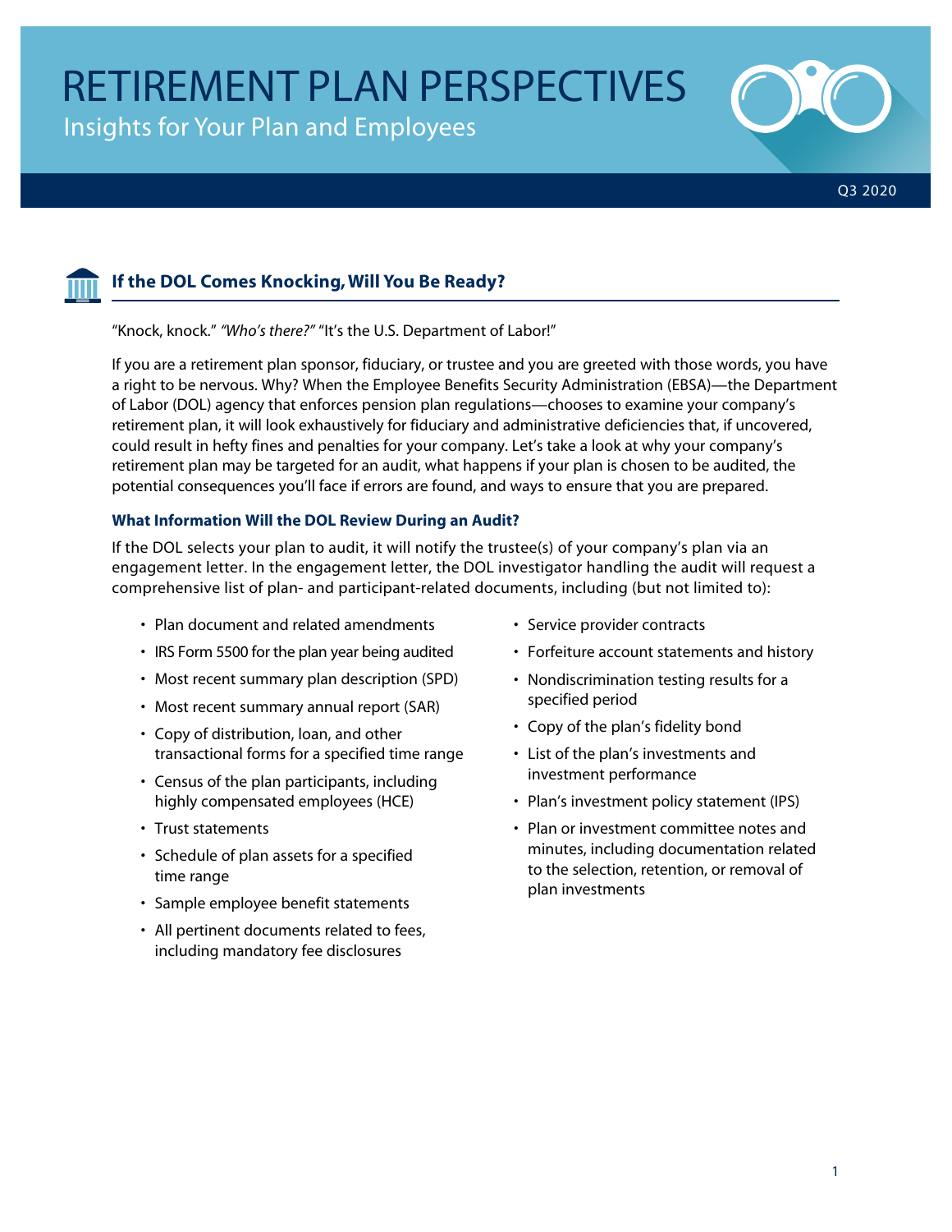# RETIREMENT PLAN PERSPECTIVES

Insights for Your Plan and Employees

Q3 2020

## If the DOL Comes Knocking, Will You Be Ready?

"Knock, knock." *"Who's there?"* "It's the U.S. Department of Labor!"

If you are a retirement plan sponsor, fiduciary, or trustee and you are greeted with those words, you have a right to be nervous. Why? When the Employee Benefits Security Administration (EBSA)—the Department of Labor (DOL) agency that enforces pension plan regulations—chooses to examine your company's retirement plan, it will look exhaustively for fiduciary and administrative deficiencies that, if uncovered, could result in hefty fines and penalties for your company. Let's take a look at why your company's retirement plan may be targeted for an audit, what happens if your plan is chosen to be audited, the potential consequences you'll face if errors are found, and ways to ensure that you are prepared.

### What Information Will the DOL Review During an Audit?

If the DOL selects your plan to audit, it will notify the trustee(s) of your company's plan via an engagement letter. In the engagement letter, the DOL investigator handling the audit will request a comprehensive list of plan- and participant-related documents, including (but not limited to):

- Plan document and related amendments
- IRS Form 5500 for the plan year being audited
- Most recent summary plan description (SPD)
- Most recent summary annual report (SAR)
- Copy of distribution, loan, and other transactional forms for a specified time range
- Census of the plan participants, including highly compensated employees (HCE)
- Trust statements
- Schedule of plan assets for a specified time range
- Sample employee benefit statements
- All pertinent documents related to fees, including mandatory fee disclosures
- Service provider contracts
- Forfeiture account statements and history
- Nondiscrimination testing results for a specified period
- Copy of the plan's fidelity bond
- List of the plan's investments and investment performance
- Plan's investment policy statement (IPS)
- Plan or investment committee notes and minutes, including documentation related to the selection, retention, or removal of plan investments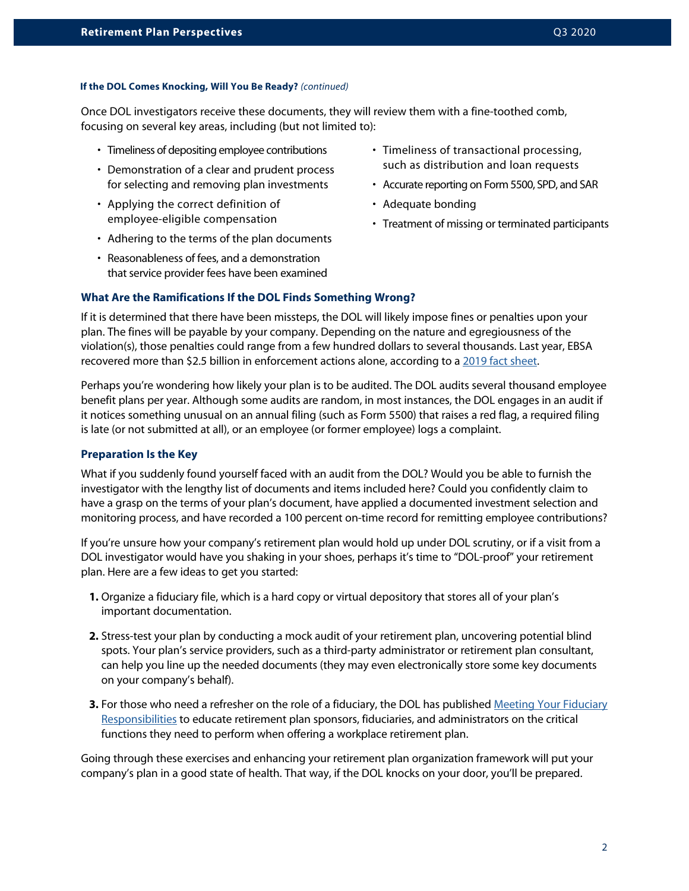**If the DOL Comes Knocking, Will You Be Ready?** *(continued)*

Once DOL investigators receive these documents, they will review them with a fine-toothed comb, focusing on several key areas, including (but not limited to):

- Timeliness of depositing employee contributions
- Demonstration of a clear and prudent process for selecting and removing plan investments
- Applying the correct definition of employee-eligible compensation
- Adhering to the terms of the plan documents
- Reasonableness of fees, and a demonstration that service provider fees have been examined
- Timeliness of transactional processing, such as distribution and loan requests
- Accurate reporting on Form 5500, SPD, and SAR
- Adequate bonding
- Treatment of missing or terminated participants

### What Are the Ramifications If the DOL Finds Something Wrong?

If it is determined that there have been missteps, the DOL will likely impose fines or penalties upon your plan. The fines will be payable by your company. Depending on the nature and egregiousness of the violation(s), those penalties could range from a few hundred dollars to several thousands. Last year, EBSA recovered more than $2.5 billion in enforcement actions alone, according to a 2019 fact sheet.

Perhaps you're wondering how likely your plan is to be audited. The DOL audits several thousand employee benefit plans per year. Although some audits are random, in most instances, the DOL engages in an audit if it notices something unusual on an annual filing (such as Form 5500) that raises a red flag, a required filing is late (or not submitted at all), or an employee (or former employee) logs a complaint.

### Preparation Is the Key

What if you suddenly found yourself faced with an audit from the DOL? Would you be able to furnish the investigator with the lengthy list of documents and items included here? Could you confidently claim to have a grasp on the terms of your plan's document, have applied a documented investment selection and monitoring process, and have recorded a 100 percent on-time record for remitting employee contributions?

If you're unsure how your company's retirement plan would hold up under DOL scrutiny, or if a visit from a DOL investigator would have you shaking in your shoes, perhaps it's time to "DOL-proof" your retirement plan. Here are a few ideas to get you started:

1. Organize a fiduciary file, which is a hard copy or virtual depository that stores all of your plan's important documentation.
2. Stress-test your plan by conducting a mock audit of your retirement plan, uncovering potential blind spots. Your plan's service providers, such as a third-party administrator or retirement plan consultant, can help you line up the needed documents (they may even electronically store some key documents on your company's behalf).
3. For those who need a refresher on the role of a fiduciary, the DOL has published Meeting Your Fiduciary Responsibilities to educate retirement plan sponsors, fiduciaries, and administrators on the critical functions they need to perform when offering a workplace retirement plan.

Going through these exercises and enhancing your retirement plan organization framework will put your company's plan in a good state of health. That way, if the DOL knocks on your door, you'll be prepared.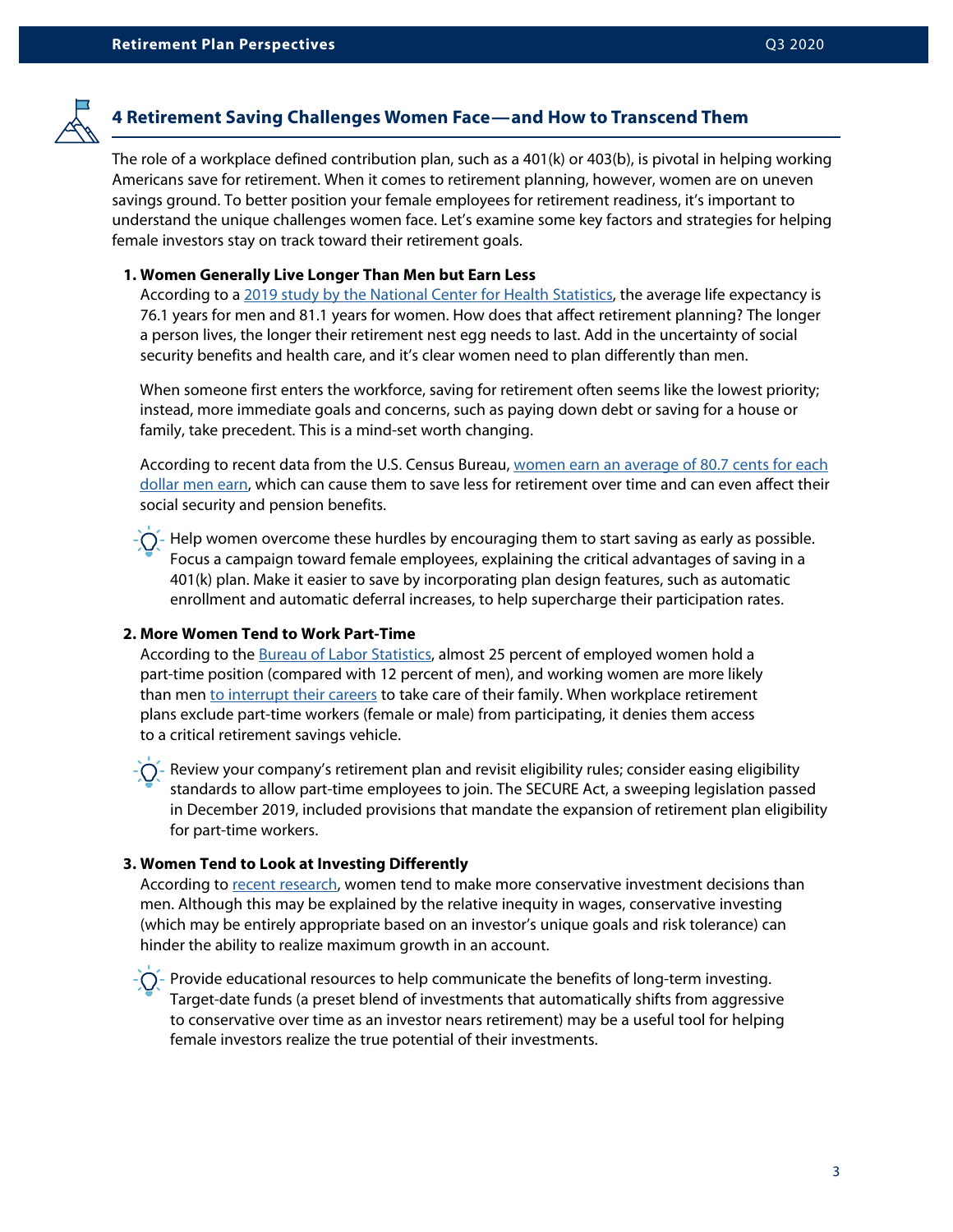## 4 Retirement Saving Challenges Women Face—and How to Transcend Them

The role of a workplace defined contribution plan, such as a 401(k) or 403(b), is pivotal in helping working Americans save for retirement. When it comes to retirement planning, however, women are on uneven savings ground. To better position your female employees for retirement readiness, it's important to understand the unique challenges women face. Let's examine some key factors and strategies for helping female investors stay on track toward their retirement goals.

1. **Women Generally Live Longer Than Men but Earn Less**

   According to a 2019 study by the National Center for Health Statistics, the average life expectancy is 76.1 years for men and 81.1 years for women. How does that affect retirement planning? The longer a person lives, the longer their retirement nest egg needs to last. Add in the uncertainty of social security benefits and health care, and it's clear women need to plan differently than men.

   When someone first enters the workforce, saving for retirement often seems like the lowest priority; instead, more immediate goals and concerns, such as paying down debt or saving for a house or family, take precedent. This is a mind-set worth changing.

   According to recent data from the U.S. Census Bureau, women earn an average of 80.7 cents for each dollar men earn, which can cause them to save less for retirement over time and can even affect their social security and pension benefits.

   Help women overcome these hurdles by encouraging them to start saving as early as possible. Focus a campaign toward female employees, explaining the critical advantages of saving in a 401(k) plan. Make it easier to save by incorporating plan design features, such as automatic enrollment and automatic deferral increases, to help supercharge their participation rates.

2. **More Women Tend to Work Part-Time**

   According to the Bureau of Labor Statistics, almost 25 percent of employed women hold a part-time position (compared with 12 percent of men), and working women are more likely than men to interrupt their careers to take care of their family. When workplace retirement plans exclude part-time workers (female or male) from participating, it denies them access to a critical retirement savings vehicle.

   Review your company's retirement plan and revisit eligibility rules; consider easing eligibility standards to allow part-time employees to join. The SECURE Act, a sweeping legislation passed in December 2019, included provisions that mandate the expansion of retirement plan eligibility for part-time workers.

3. **Women Tend to Look at Investing Differently**

   According to recent research, women tend to make more conservative investment decisions than men. Although this may be explained by the relative inequity in wages, conservative investing (which may be entirely appropriate based on an investor's unique goals and risk tolerance) can hinder the ability to realize maximum growth in an account.

   Provide educational resources to help communicate the benefits of long-term investing. Target-date funds (a preset blend of investments that automatically shifts from aggressive to conservative over time as an investor nears retirement) may be a useful tool for helping female investors realize the true potential of their investments.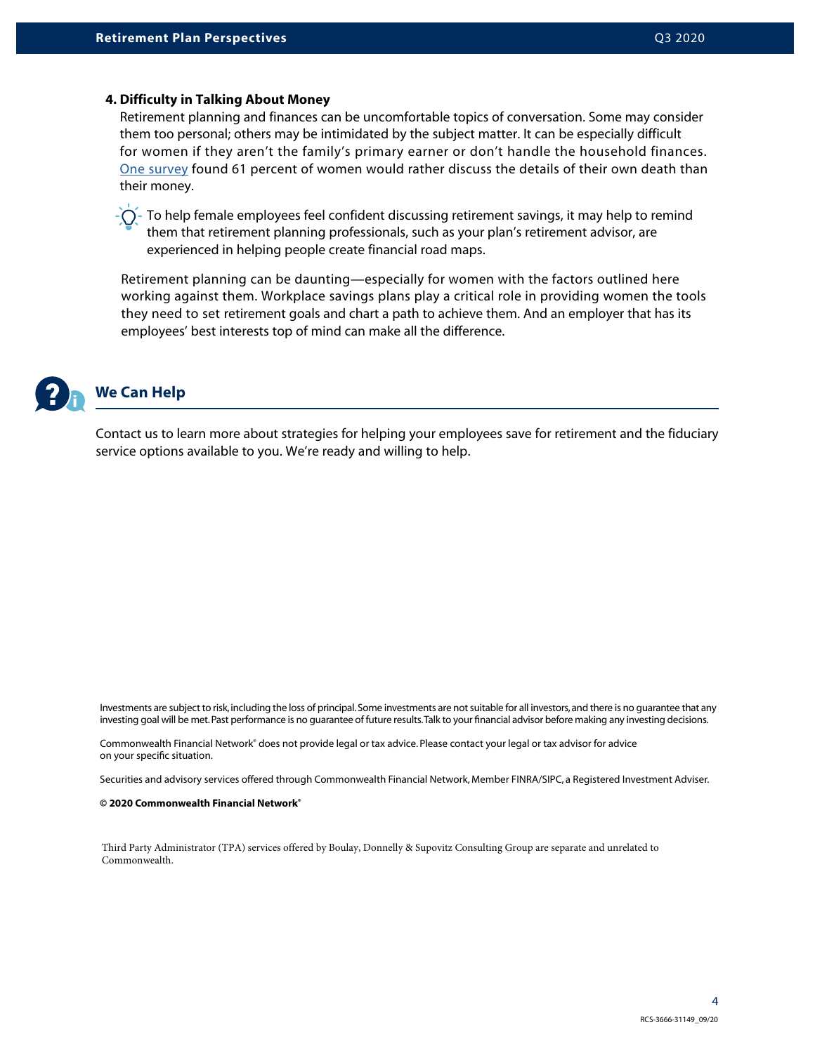**4. Difficulty in Talking About Money**

Retirement planning and finances can be uncomfortable topics of conversation. Some may consider them too personal; others may be intimidated by the subject matter. It can be especially difficult for women if they aren't the family's primary earner or don't handle the household finances. One survey found 61 percent of women would rather discuss the details of their own death than their money.

To help female employees feel confident discussing retirement savings, it may help to remind them that retirement planning professionals, such as your plan's retirement advisor, are experienced in helping people create financial road maps.

Retirement planning can be daunting—especially for women with the factors outlined here working against them. Workplace savings plans play a critical role in providing women the tools they need to set retirement goals and chart a path to achieve them. And an employer that has its employees' best interests top of mind can make all the difference.

## We Can Help

Contact us to learn more about strategies for helping your employees save for retirement and the fiduciary service options available to you. We're ready and willing to help.

Investments are subject to risk, including the loss of principal. Some investments are not suitable for all investors, and there is no guarantee that any investing goal will be met. Past performance is no guarantee of future results. Talk to your financial advisor before making any investing decisions.

Commonwealth Financial Network® does not provide legal or tax advice. Please contact your legal or tax advisor for advice on your specific situation.

Securities and advisory services offered through Commonwealth Financial Network, Member FINRA/SIPC, a Registered Investment Adviser.

**© 2020 Commonwealth Financial Network®**

Third Party Administrator (TPA) services offered by Boulay, Donnelly & Supovitz Consulting Group are separate and unrelated to Commonwealth.

RCS-3666-31149_09/20